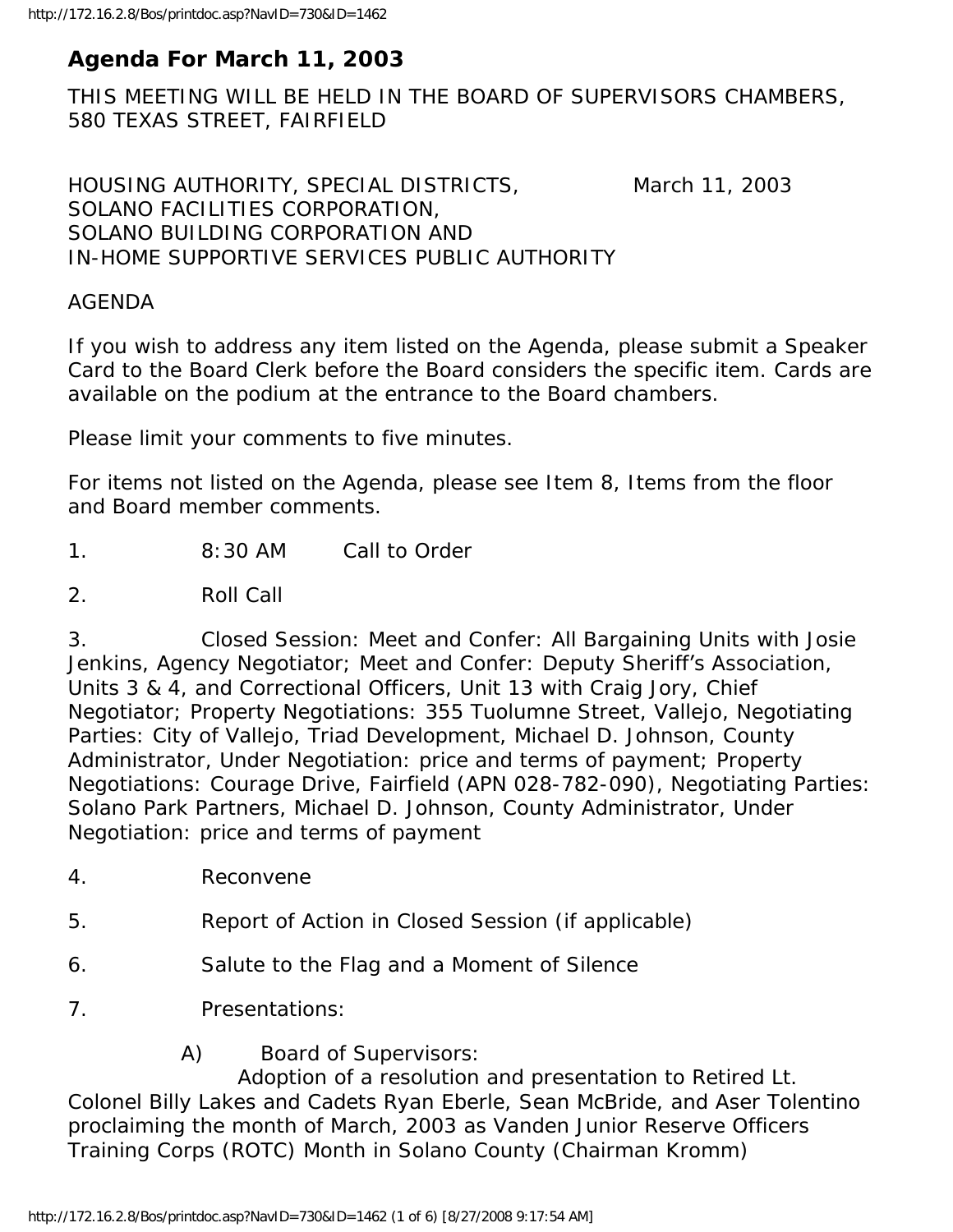# Agenda For March 11, 2003

THIS MEETING WILL BE HELD IN THE BOARD OF SUPERVISORS CHAMBERS, 580 TEXAS STREET, FAIRFIELD

HOUSING AUTHORITY, SPECIAL DISTRICTS, SOLANO FACILITIES CORPORATION, SOLANO BUILDING CORPORATION AND IN-HOME SUPPORTIVE SERVICES PUBLIC AUTHORITY

March 11, 2003

AGENDA

If you wish to address any item listed on the Agenda, please submit a Speaker Card to the Board Clerk before the Board considers the specific item. Cards are available on the podium at the entrance to the Board chambers.

Please limit your comments to five minutes.

For items not listed on the Agenda, please see Item 8, Items from the floor and Board member comments.

1. 8:30 AM Call to Order

2. Roll Call

3. Closed Session: Meet and Confer: All Bargaining Units with Josie Jenkins, Agency Negotiator; Meet and Confer: Deputy Sheriff's Association, Units 3 & 4, and Correctional Officers, Unit 13 with Craig Jory, Chief Negotiator; Property Negotiations: 355 Tuolumne Street, Vallejo, Negotiating Parties: City of Vallejo, Triad Development, Michael D. Johnson, County Administrator, Under Negotiation: price and terms of payment; Property Negotiations: Courage Drive, Fairfield (APN 028-782-090), Negotiating Parties: Solano Park Partners, Michael D. Johnson, County Administrator, Under Negotiation: price and terms of payment

4. Reconvene

5. Report of Action in Closed Session (if applicable)

6. Salute to the Flag and a Moment of Silence

7. Presentations:

   A) Board of Supervisors:
   Adoption of a resolution and presentation to Retired Lt. Colonel Billy Lakes and Cadets Ryan Eberle, Sean McBride, and Aser Tolentino proclaiming the month of March, 2003 as Vanden Junior Reserve Officers Training Corps (ROTC) Month in Solano County (Chairman Kromm)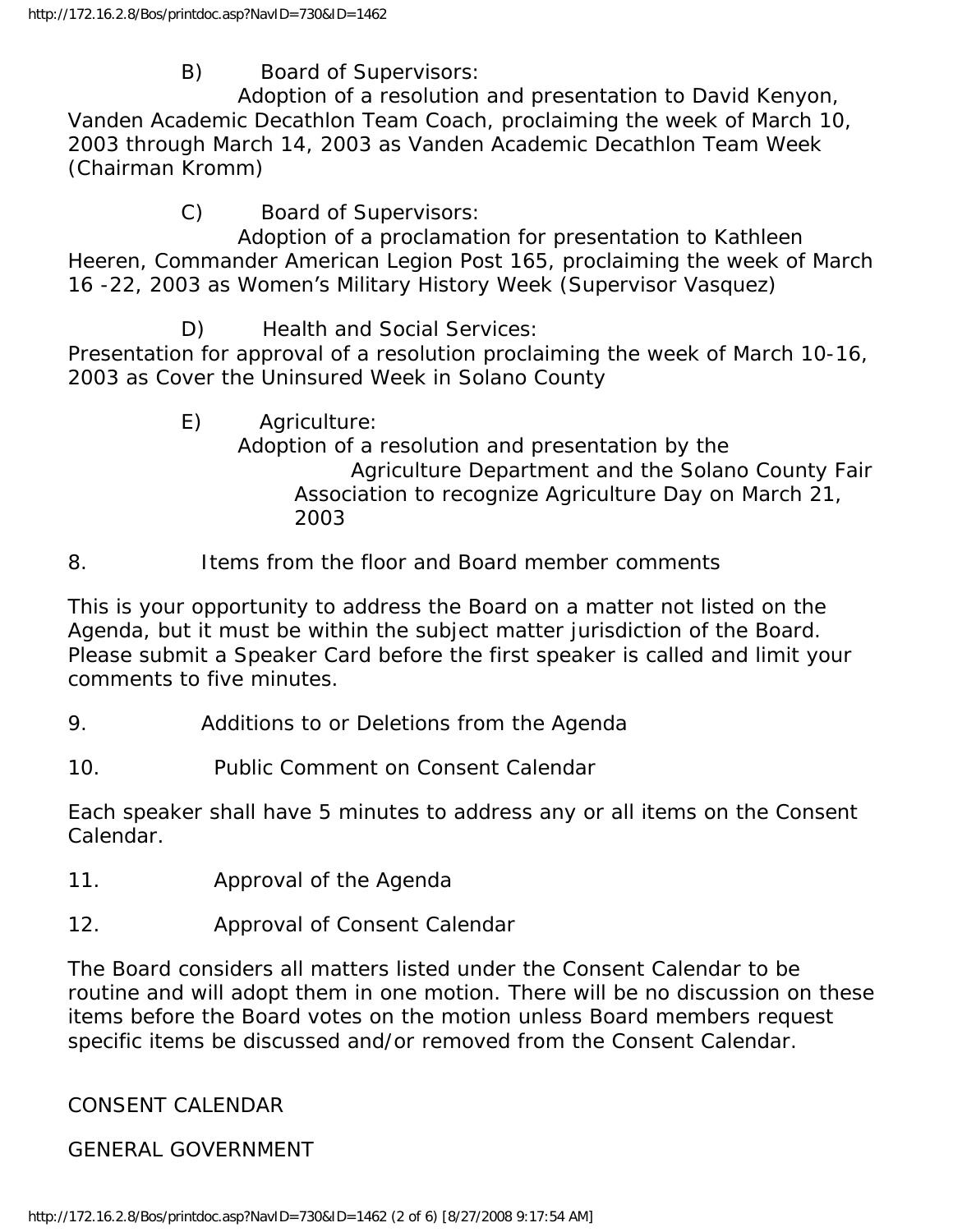B) Board of Supervisors:
Adoption of a resolution and presentation to David Kenyon, Vanden Academic Decathlon Team Coach, proclaiming the week of March 10, 2003 through March 14, 2003 as Vanden Academic Decathlon Team Week (Chairman Kromm)

C) Board of Supervisors:
Adoption of a proclamation for presentation to Kathleen Heeren, Commander American Legion Post 165, proclaiming the week of March 16 -22, 2003 as Women's Military History Week (Supervisor Vasquez)

D) Health and Social Services:
Presentation for approval of a resolution proclaiming the week of March 10-16, 2003 as Cover the Uninsured Week in Solano County

E) Agriculture:
Adoption of a resolution and presentation by the Agriculture Department and the Solano County Fair Association to recognize Agriculture Day on March 21, 2003

8. Items from the floor and Board member comments

This is your opportunity to address the Board on a matter not listed on the Agenda, but it must be within the subject matter jurisdiction of the Board. Please submit a Speaker Card before the first speaker is called and limit your comments to five minutes.

9. Additions to or Deletions from the Agenda

10. Public Comment on Consent Calendar

Each speaker shall have 5 minutes to address any or all items on the Consent Calendar.

11. Approval of the Agenda

12. Approval of Consent Calendar

The Board considers all matters listed under the Consent Calendar to be routine and will adopt them in one motion. There will be no discussion on these items before the Board votes on the motion unless Board members request specific items be discussed and/or removed from the Consent Calendar.

CONSENT CALENDAR

GENERAL GOVERNMENT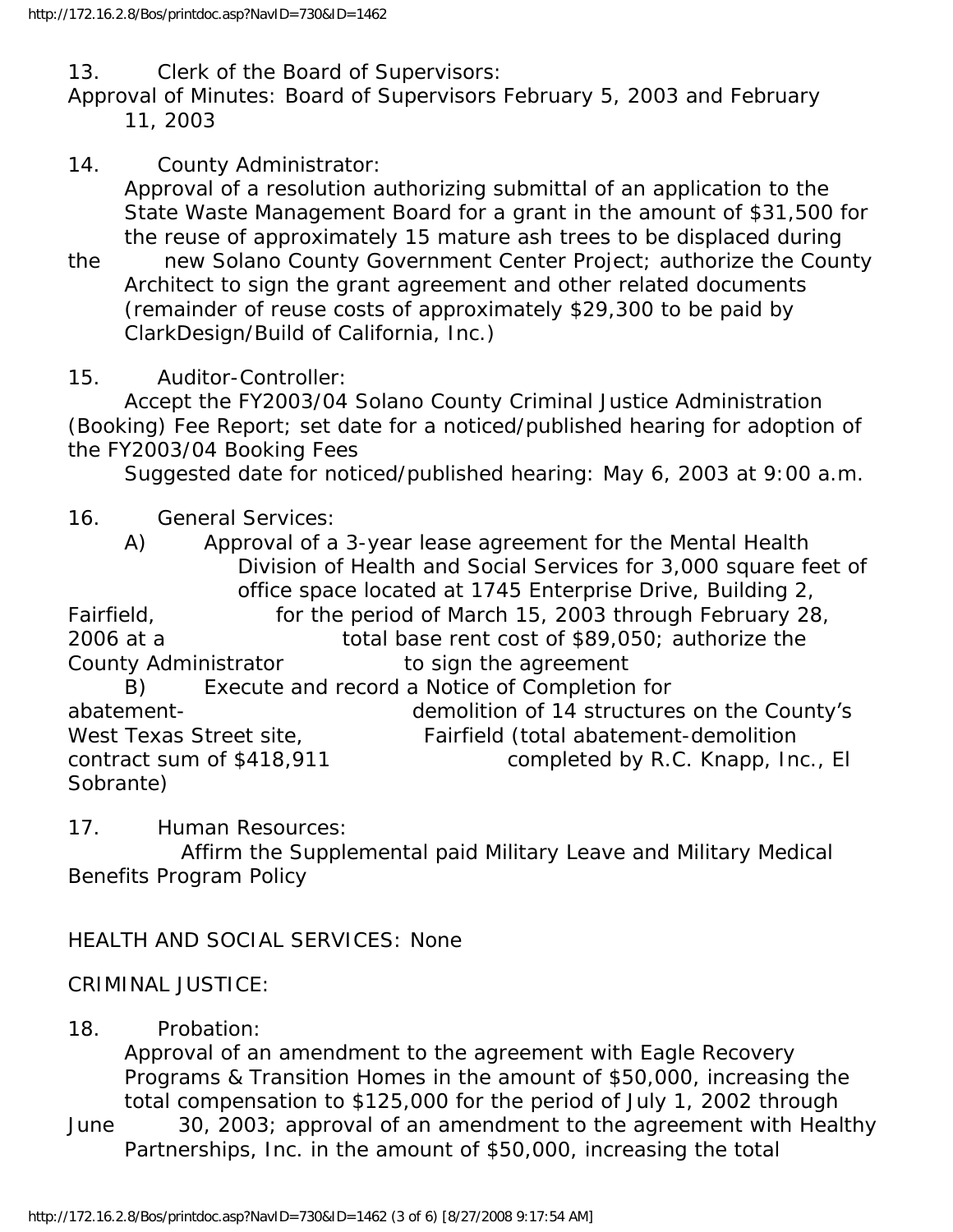13. Clerk of the Board of Supervisors:
Approval of Minutes: Board of Supervisors February 5, 2003 and February 11, 2003

14. County Administrator:
Approval of a resolution authorizing submittal of an application to the State Waste Management Board for a grant in the amount of $31,500 for the reuse of approximately 15 mature ash trees to be displaced during the new Solano County Government Center Project; authorize the County Architect to sign the grant agreement and other related documents (remainder of reuse costs of approximately $29,300 to be paid by ClarkDesign/Build of California, Inc.)

15. Auditor-Controller:
Accept the FY2003/04 Solano County Criminal Justice Administration (Booking) Fee Report; set date for a noticed/published hearing for adoption of the FY2003/04 Booking Fees
Suggested date for noticed/published hearing: May 6, 2003 at 9:00 a.m.

16. General Services:
A) Approval of a 3-year lease agreement for the Mental Health Division of Health and Social Services for 3,000 square feet of office space located at 1745 Enterprise Drive, Building 2, Fairfield, for the period of March 15, 2003 through February 28, 2006 at a total base rent cost of $89,050; authorize the County Administrator to sign the agreement
B) Execute and record a Notice of Completion for abatement-demolition of 14 structures on the County's West Texas Street site, Fairfield (total abatement-demolition contract sum of $418,911 completed by R.C. Knapp, Inc., El Sobrante)

17. Human Resources:
Affirm the Supplemental paid Military Leave and Military Medical Benefits Program Policy

HEALTH AND SOCIAL SERVICES: None

CRIMINAL JUSTICE:

18. Probation:
Approval of an amendment to the agreement with Eagle Recovery Programs & Transition Homes in the amount of $50,000, increasing the total compensation to $125,000 for the period of July 1, 2002 through June 30, 2003; approval of an amendment to the agreement with Healthy Partnerships, Inc. in the amount of $50,000, increasing the total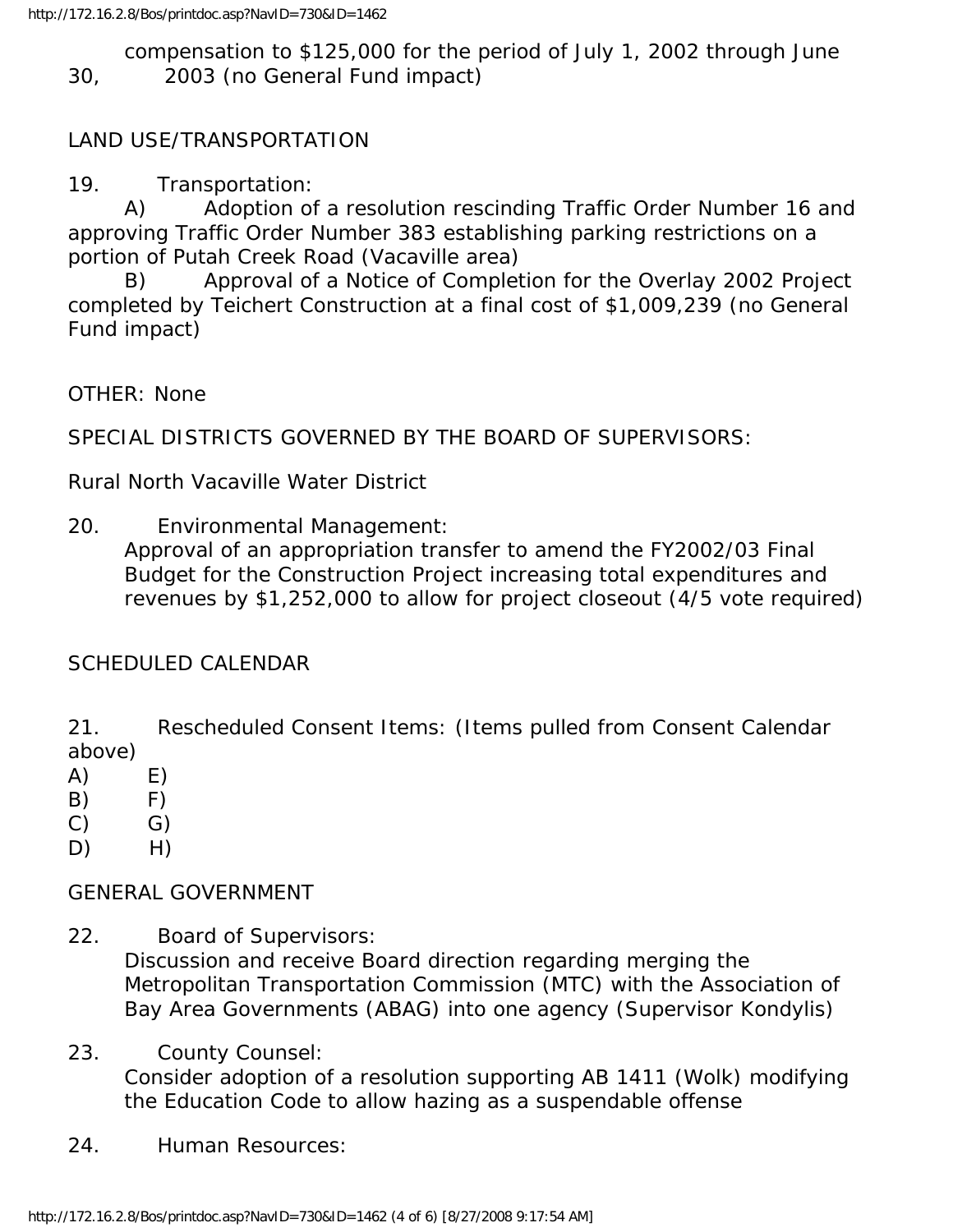compensation to $125,000 for the period of July 1, 2002 through June 30, 2003 (no General Fund impact)

LAND USE/TRANSPORTATION

19. Transportation:

A) Adoption of a resolution rescinding Traffic Order Number 16 and approving Traffic Order Number 383 establishing parking restrictions on a portion of Putah Creek Road (Vacaville area)

B) Approval of a Notice of Completion for the Overlay 2002 Project completed by Teichert Construction at a final cost of $1,009,239 (no General Fund impact)

OTHER: None

SPECIAL DISTRICTS GOVERNED BY THE BOARD OF SUPERVISORS:

Rural North Vacaville Water District

20. Environmental Management:
Approval of an appropriation transfer to amend the FY2002/03 Final Budget for the Construction Project increasing total expenditures and revenues by $1,252,000 to allow for project closeout (4/5 vote required)

SCHEDULED CALENDAR

21. Rescheduled Consent Items: (Items pulled from Consent Calendar above)

A) E)
B) F)
C) G)
D) H)

GENERAL GOVERNMENT

22. Board of Supervisors:
Discussion and receive Board direction regarding merging the Metropolitan Transportation Commission (MTC) with the Association of Bay Area Governments (ABAG) into one agency (Supervisor Kondylis)

23. County Counsel:
Consider adoption of a resolution supporting AB 1411 (Wolk) modifying the Education Code to allow hazing as a suspendable offense

24. Human Resources: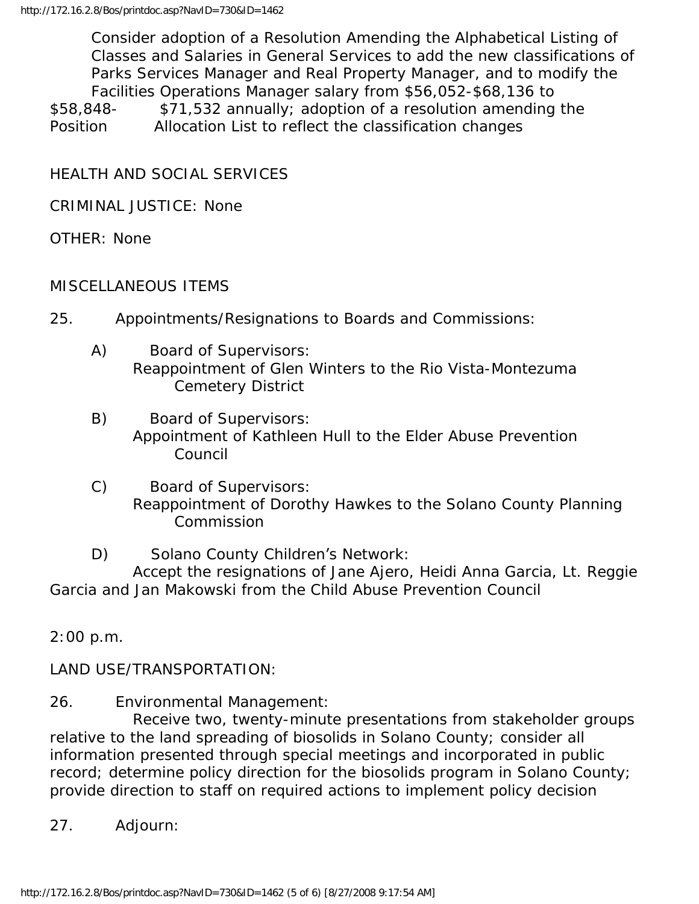Consider adoption of a Resolution Amending the Alphabetical Listing of Classes and Salaries in General Services to add the new classifications of Parks Services Manager and Real Property Manager, and to modify the Facilities Operations Manager salary from $56,052-$68,136 to $58,848- $71,532 annually; adoption of a resolution amending the Position Allocation List to reflect the classification changes

HEALTH AND SOCIAL SERVICES

CRIMINAL JUSTICE: None

OTHER: None

MISCELLANEOUS ITEMS

25. Appointments/Resignations to Boards and Commissions:

A) Board of Supervisors:
Reappointment of Glen Winters to the Rio Vista-Montezuma Cemetery District

B) Board of Supervisors:
Appointment of Kathleen Hull to the Elder Abuse Prevention Council

C) Board of Supervisors:
Reappointment of Dorothy Hawkes to the Solano County Planning Commission

D) Solano County Children's Network:
Accept the resignations of Jane Ajero, Heidi Anna Garcia, Lt. Reggie Garcia and Jan Makowski from the Child Abuse Prevention Council

2:00 p.m.

LAND USE/TRANSPORTATION:

26. Environmental Management:
Receive two, twenty-minute presentations from stakeholder groups relative to the land spreading of biosolids in Solano County; consider all information presented through special meetings and incorporated in public record; determine policy direction for the biosolids program in Solano County; provide direction to staff on required actions to implement policy decision

27. Adjourn: